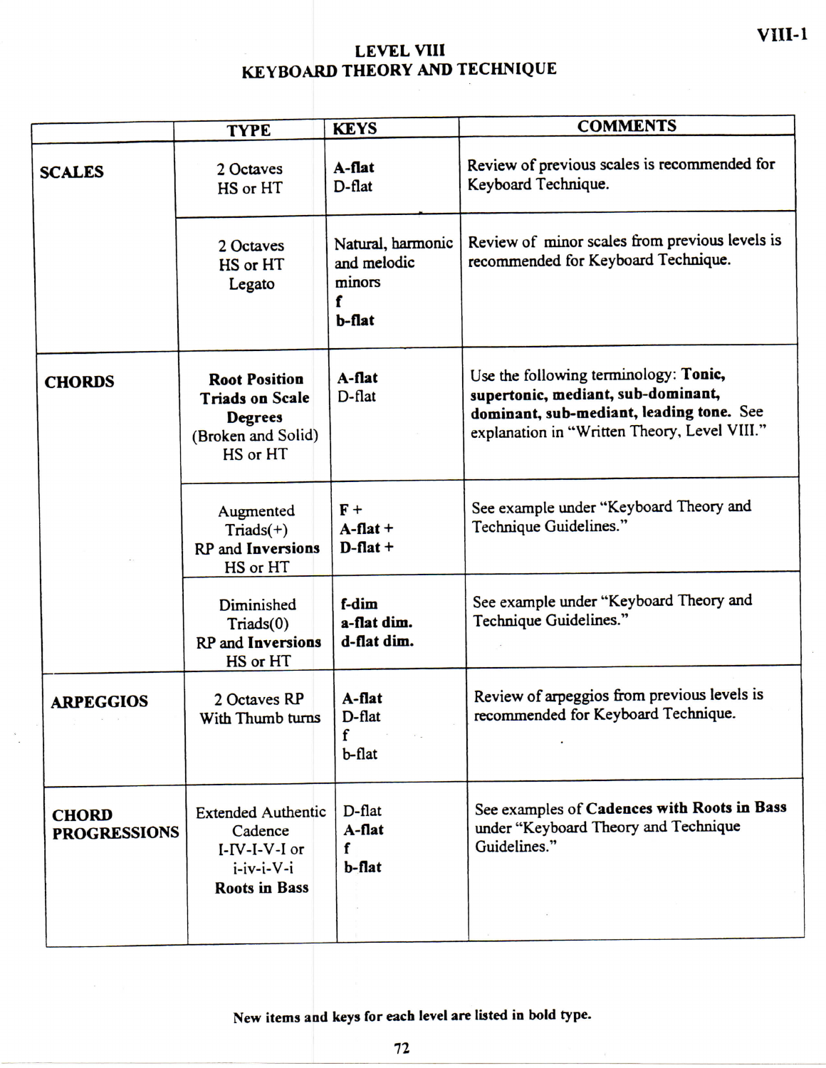# LEVEL VIII
## KEYBOARD THEORY AND TECHNIQUE

| | TYPE | KEYS | COMMENTS |
|---|---|---|---|
| **SCALES** | 2 Octaves<br>HS or HT | **A-flat**<br>D-flat | Review of previous scales is recommended for Keyboard Technique. |
| | 2 Octaves<br>HS or HT<br>Legato | Natural, harmonic and melodic minors<br>**f**<br>**b-flat** | Review of minor scales from previous levels is recommended for Keyboard Technique. |
| **CHORDS** | **Root Position Triads on Scale Degrees**<br>(Broken and Solid)<br>HS or HT | **A-flat**<br>D-flat | Use the following terminology: **Tonic, supertonic, mediant, sub-dominant, dominant, sub-mediant, leading tone.** See explanation in "Written Theory, Level VIII." |
| | Augmented Triads(+)<br>RP and **Inversions**<br>HS or HT | F +<br>**A-flat +**<br>**D-flat +** | See example under "Keyboard Theory and Technique Guidelines." |
| | Diminished Triads(0)<br>RP and **Inversions**<br>HS or HT | **f-dim**<br>**a-flat dim.**<br>**d-flat dim.** | See example under "Keyboard Theory and Technique Guidelines." |
| **ARPEGGIOS** | 2 Octaves RP<br>With Thumb turns | **A-flat**<br>D-flat<br>f<br>b-flat | Review of arpeggios from previous levels is recommended for Keyboard Technique. |
| **CHORD PROGRESSIONS** | Extended Authentic Cadence<br>I-IV-I-V-I or<br>i-iv-i-V-i<br>**Roots in Bass** | D-flat<br>**A-flat**<br>**f**<br>**b-flat** | See examples of **Cadences with Roots in Bass** under "Keyboard Theory and Technique Guidelines." |

**New items and keys for each level are listed in bold type.**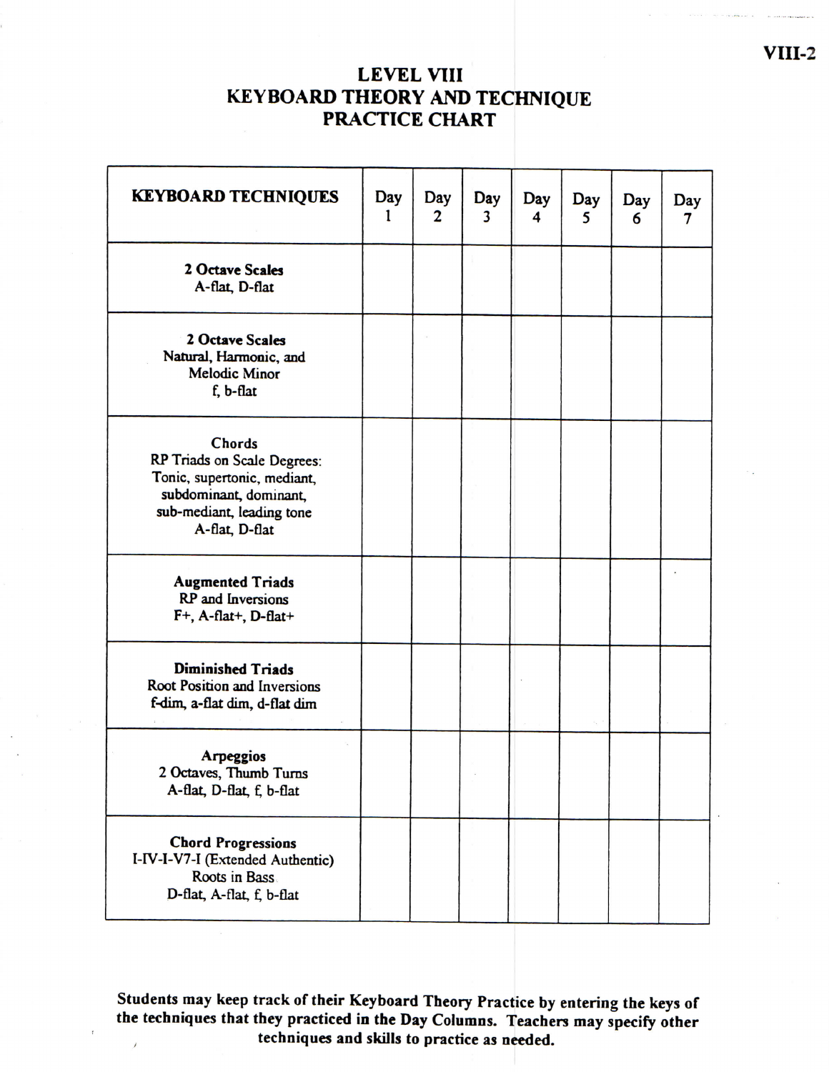# LEVEL VIII
# KEYBOARD THEORY AND TECHNIQUE
# PRACTICE CHART

| KEYBOARD TECHNIQUES | Day 1 | Day 2 | Day 3 | Day 4 | Day 5 | Day 6 | Day 7 |
|---|---|---|---|---|---|---|---|
| **2 Octave Scales**<br>A-flat, D-flat | | | | | | | |
| **2 Octave Scales**<br>Natural, Harmonic, and Melodic Minor<br>f, b-flat | | | | | | | |
| **Chords**<br>RP Triads on Scale Degrees:<br>Tonic, supertonic, mediant, subdominant, dominant, sub-mediant, leading tone<br>A-flat, D-flat | | | | | | | |
| **Augmented Triads**<br>RP and Inversions<br>F+, A-flat+, D-flat+ | | | | | | | |
| **Diminished Triads**<br>Root Position and Inversions<br>f-dim, a-flat dim, d-flat dim | | | | | | | |
| **Arpeggios**<br>2 Octaves, Thumb Turns<br>A-flat, D-flat, f, b-flat | | | | | | | |
| **Chord Progressions**<br>I-IV-I-V7-I (Extended Authentic)<br>Roots in Bass<br>D-flat, A-flat, f, b-flat | | | | | | | |

**Students may keep track of their Keyboard Theory Practice by entering the keys of the techniques that they practiced in the Day Columns. Teachers may specify other techniques and skills to practice as needed.**